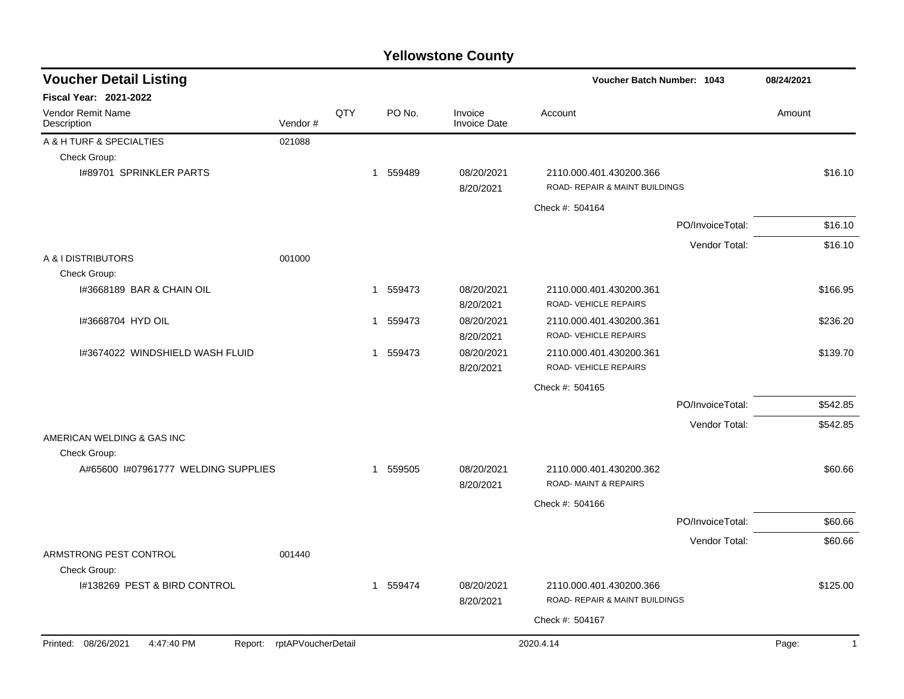# Yellowstone County

## Voucher Detail Listing

**Voucher Batch Number: 1043** — 08/24/2021

**Fiscal Year: 2021-2022**

| Vendor Remit Name / Description | Vendor # | QTY | PO No. | Invoice / Invoice Date | Account | Amount |
|---|---|---|---|---|---|---|
| A & H TURF & SPECIALTIES | 021088 | | | | | |
| Check Group: | | | | | | |
| I#89701 SPRINKLER PARTS | | 1 | 559489 | 08/20/2021 8/20/2021 | 2110.000.401.430200.366 ROAD- REPAIR & MAINT BUILDINGS | $16.10 |
| | | | | | Check #: 504164 | |
| | | | | | PO/InvoiceTotal: | $16.10 |
| | | | | | Vendor Total: | $16.10 |
| A & I DISTRIBUTORS | 001000 | | | | | |
| Check Group: | | | | | | |
| I#3668189 BAR & CHAIN OIL | | 1 | 559473 | 08/20/2021 8/20/2021 | 2110.000.401.430200.361 ROAD- VEHICLE REPAIRS | $166.95 |
| I#3668704 HYD OIL | | 1 | 559473 | 08/20/2021 8/20/2021 | 2110.000.401.430200.361 ROAD- VEHICLE REPAIRS | $236.20 |
| I#3674022 WINDSHIELD WASH FLUID | | 1 | 559473 | 08/20/2021 8/20/2021 | 2110.000.401.430200.361 ROAD- VEHICLE REPAIRS | $139.70 |
| | | | | | Check #: 504165 | |
| | | | | | PO/InvoiceTotal: | $542.85 |
| | | | | | Vendor Total: | $542.85 |
| AMERICAN WELDING & GAS INC | | | | | | |
| Check Group: | | | | | | |
| A#65600 I#07961777 WELDING SUPPLIES | | 1 | 559505 | 08/20/2021 8/20/2021 | 2110.000.401.430200.362 ROAD- MAINT & REPAIRS | $60.66 |
| | | | | | Check #: 504166 | |
| | | | | | PO/InvoiceTotal: | $60.66 |
| | | | | | Vendor Total: | $60.66 |
| ARMSTRONG PEST CONTROL | 001440 | | | | | |
| Check Group: | | | | | | |
| I#138269 PEST & BIRD CONTROL | | 1 | 559474 | 08/20/2021 8/20/2021 | 2110.000.401.430200.366 ROAD- REPAIR & MAINT BUILDINGS | $125.00 |
| | | | | | Check #: 504167 | |

Printed: 08/26/2021 4:47:40 PM Report: rptAPVoucherDetail 2020.4.14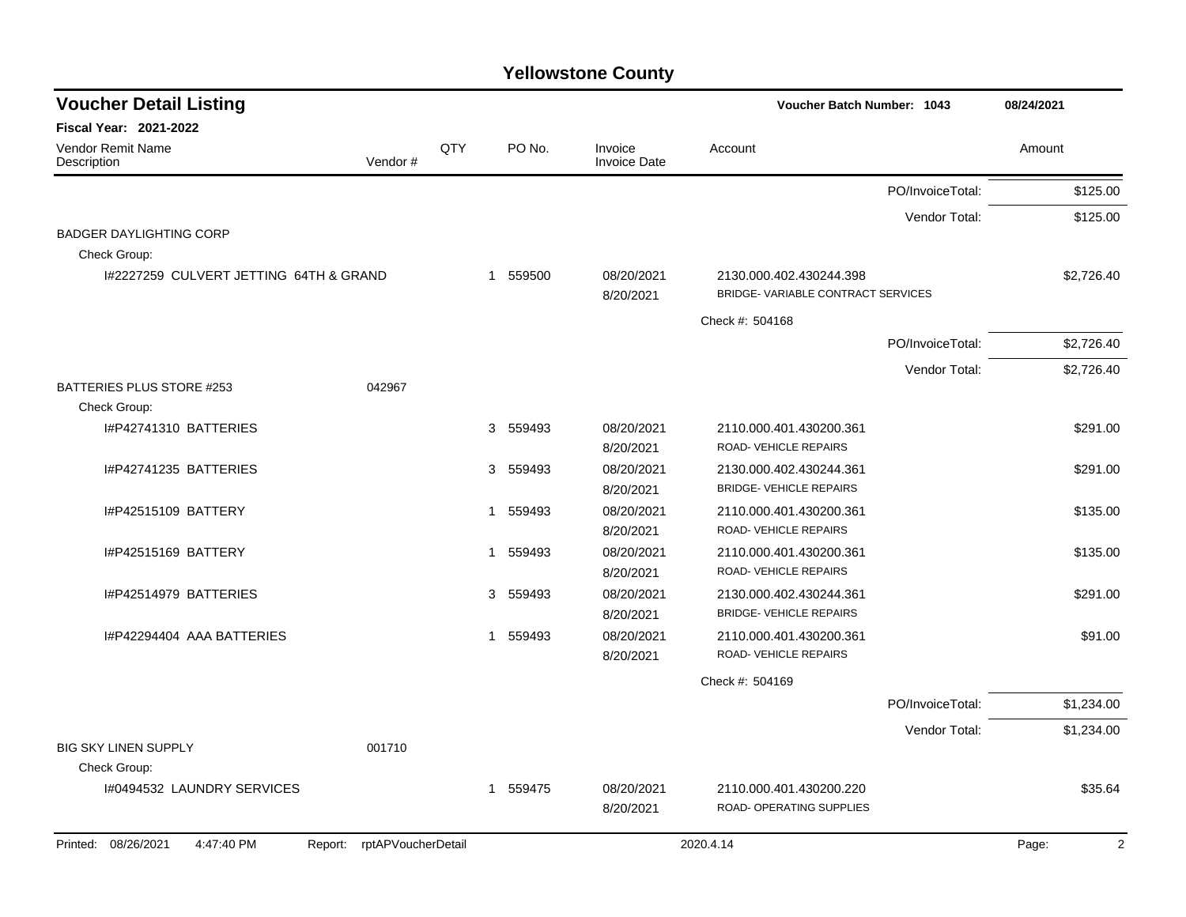# Yellowstone County

## Voucher Detail Listing

**Voucher Batch Number: 1043** — 08/24/2021

**Fiscal Year: 2021-2022**

| Vendor Remit Name / Description | Vendor # | QTY | PO No. | Invoice / Invoice Date | Account | Amount |
|---|---|---|---|---|---|---|
| | | | | | PO/InvoiceTotal: | $125.00 |
| | | | | | Vendor Total: | $125.00 |
| BADGER DAYLIGHTING CORP | | | | | | |
| Check Group: | | | | | | |
| I#2227259 CULVERT JETTING 64TH & GRAND | | 1 | 559500 | 08/20/2021 8/20/2021 | 2130.000.402.430244.398 BRIDGE- VARIABLE CONTRACT SERVICES | $2,726.40 |
| | | | | | Check #: 504168 | |
| | | | | | PO/InvoiceTotal: | $2,726.40 |
| | | | | | Vendor Total: | $2,726.40 |
| BATTERIES PLUS STORE #253 | 042967 | | | | | |
| Check Group: | | | | | | |
| I#P42741310 BATTERIES | | 3 | 559493 | 08/20/2021 8/20/2021 | 2110.000.401.430200.361 ROAD- VEHICLE REPAIRS | $291.00 |
| I#P42741235 BATTERIES | | 3 | 559493 | 08/20/2021 8/20/2021 | 2130.000.402.430244.361 BRIDGE- VEHICLE REPAIRS | $291.00 |
| I#P42515109 BATTERY | | 1 | 559493 | 08/20/2021 8/20/2021 | 2110.000.401.430200.361 ROAD- VEHICLE REPAIRS | $135.00 |
| I#P42515169 BATTERY | | 1 | 559493 | 08/20/2021 8/20/2021 | 2110.000.401.430200.361 ROAD- VEHICLE REPAIRS | $135.00 |
| I#P42514979 BATTERIES | | 3 | 559493 | 08/20/2021 8/20/2021 | 2130.000.402.430244.361 BRIDGE- VEHICLE REPAIRS | $291.00 |
| I#P42294404 AAA BATTERIES | | 1 | 559493 | 08/20/2021 8/20/2021 | 2110.000.401.430200.361 ROAD- VEHICLE REPAIRS | $91.00 |
| | | | | | Check #: 504169 | |
| | | | | | PO/InvoiceTotal: | $1,234.00 |
| | | | | | Vendor Total: | $1,234.00 |
| BIG SKY LINEN SUPPLY | 001710 | | | | | |
| Check Group: | | | | | | |
| I#0494532 LAUNDRY SERVICES | | 1 | 559475 | 08/20/2021 8/20/2021 | 2110.000.401.430200.220 ROAD- OPERATING SUPPLIES | $35.64 |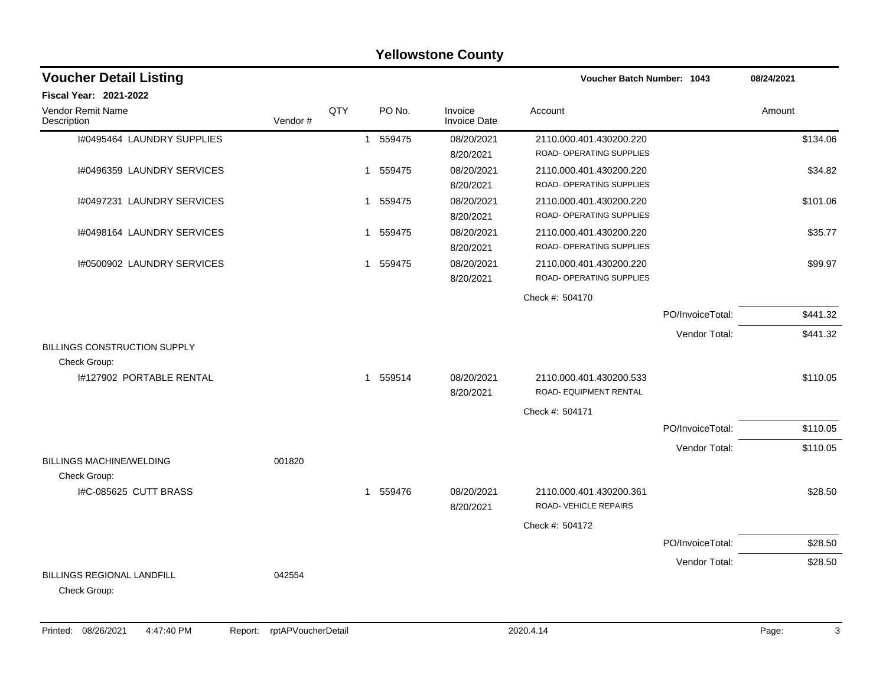# Yellowstone County

## Voucher Detail Listing

**Voucher Batch Number: 1043** — **08/24/2021**

**Fiscal Year: 2021-2022**

| Vendor Remit Name / Description | Vendor # | QTY | PO No. | Invoice / Invoice Date | Account | Amount |
|---|---|---|---|---|---|---|
| I#0495464 LAUNDRY SUPPLIES | | 1 | 559475 | 08/20/2021<br>8/20/2021 | 2110.000.401.430200.220<br>ROAD- OPERATING SUPPLIES | $134.06 |
| I#0496359 LAUNDRY SERVICES | | 1 | 559475 | 08/20/2021<br>8/20/2021 | 2110.000.401.430200.220<br>ROAD- OPERATING SUPPLIES | $34.82 |
| I#0497231 LAUNDRY SERVICES | | 1 | 559475 | 08/20/2021<br>8/20/2021 | 2110.000.401.430200.220<br>ROAD- OPERATING SUPPLIES | $101.06 |
| I#0498164 LAUNDRY SERVICES | | 1 | 559475 | 08/20/2021<br>8/20/2021 | 2110.000.401.430200.220<br>ROAD- OPERATING SUPPLIES | $35.77 |
| I#0500902 LAUNDRY SERVICES | | 1 | 559475 | 08/20/2021<br>8/20/2021 | 2110.000.401.430200.220<br>ROAD- OPERATING SUPPLIES | $99.97 |
| | | | | | Check #: 504170 | |
| | | | | | PO/InvoiceTotal: | $441.32 |
| | | | | | Vendor Total: | $441.32 |
| BILLINGS CONSTRUCTION SUPPLY | | | | | | |
| Check Group: | | | | | | |
| I#127902 PORTABLE RENTAL | | 1 | 559514 | 08/20/2021<br>8/20/2021 | 2110.000.401.430200.533<br>ROAD- EQUIPMENT RENTAL | $110.05 |
| | | | | | Check #: 504171 | |
| | | | | | PO/InvoiceTotal: | $110.05 |
| | | | | | Vendor Total: | $110.05 |
| BILLINGS MACHINE/WELDING | 001820 | | | | | |
| Check Group: | | | | | | |
| I#C-085625 CUTT BRASS | | 1 | 559476 | 08/20/2021<br>8/20/2021 | 2110.000.401.430200.361<br>ROAD- VEHICLE REPAIRS | $28.50 |
| | | | | | Check #: 504172 | |
| | | | | | PO/InvoiceTotal: | $28.50 |
| | | | | | Vendor Total: | $28.50 |
| BILLINGS REGIONAL LANDFILL | 042554 | | | | | |
| Check Group: | | | | | | |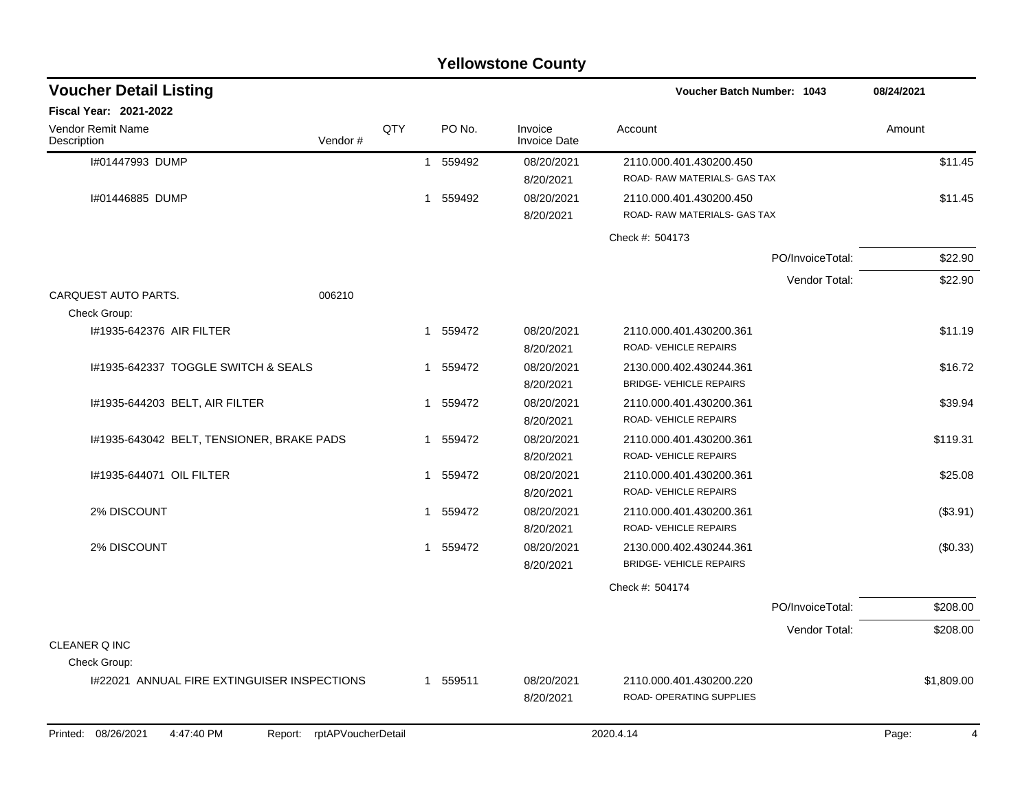# Yellowstone County

## Voucher Detail Listing

**Voucher Batch Number: 1043** — 08/24/2021

**Fiscal Year: 2021-2022**

| Vendor Remit Name / Description | Vendor # | QTY | PO No. | Invoice / Invoice Date | Account | Amount |
|---|---|---|---|---|---|---|
| I#01447993 DUMP | | 1 | 559492 | 08/20/2021<br>8/20/2021 | 2110.000.401.430200.450<br>ROAD- RAW MATERIALS- GAS TAX | $11.45 |
| I#01446885 DUMP | | 1 | 559492 | 08/20/2021<br>8/20/2021 | 2110.000.401.430200.450<br>ROAD- RAW MATERIALS- GAS TAX | $11.45 |
| | | | | | Check #: 504173 | |
| | | | | | PO/InvoiceTotal: | $22.90 |
| | | | | | Vendor Total: | $22.90 |
| CARQUEST AUTO PARTS. | 006210 | | | | | |
| Check Group: | | | | | | |
| I#1935-642376 AIR FILTER | | 1 | 559472 | 08/20/2021<br>8/20/2021 | 2110.000.401.430200.361<br>ROAD- VEHICLE REPAIRS | $11.19 |
| I#1935-642337 TOGGLE SWITCH & SEALS | | 1 | 559472 | 08/20/2021<br>8/20/2021 | 2130.000.402.430244.361<br>BRIDGE- VEHICLE REPAIRS | $16.72 |
| I#1935-644203 BELT, AIR FILTER | | 1 | 559472 | 08/20/2021<br>8/20/2021 | 2110.000.401.430200.361<br>ROAD- VEHICLE REPAIRS | $39.94 |
| I#1935-643042 BELT, TENSIONER, BRAKE PADS | | 1 | 559472 | 08/20/2021<br>8/20/2021 | 2110.000.401.430200.361<br>ROAD- VEHICLE REPAIRS | $119.31 |
| I#1935-644071 OIL FILTER | | 1 | 559472 | 08/20/2021<br>8/20/2021 | 2110.000.401.430200.361<br>ROAD- VEHICLE REPAIRS | $25.08 |
| 2% DISCOUNT | | 1 | 559472 | 08/20/2021<br>8/20/2021 | 2110.000.401.430200.361<br>ROAD- VEHICLE REPAIRS | ($3.91) |
| 2% DISCOUNT | | 1 | 559472 | 08/20/2021<br>8/20/2021 | 2130.000.402.430244.361<br>BRIDGE- VEHICLE REPAIRS | ($0.33) |
| | | | | | Check #: 504174 | |
| | | | | | PO/InvoiceTotal: | $208.00 |
| | | | | | Vendor Total: | $208.00 |
| CLEANER Q INC | | | | | | |
| Check Group: | | | | | | |
| I#22021 ANNUAL FIRE EXTINGUISER INSPECTIONS | | 1 | 559511 | 08/20/2021<br>8/20/2021 | 2110.000.401.430200.220<br>ROAD- OPERATING SUPPLIES | $1,809.00 |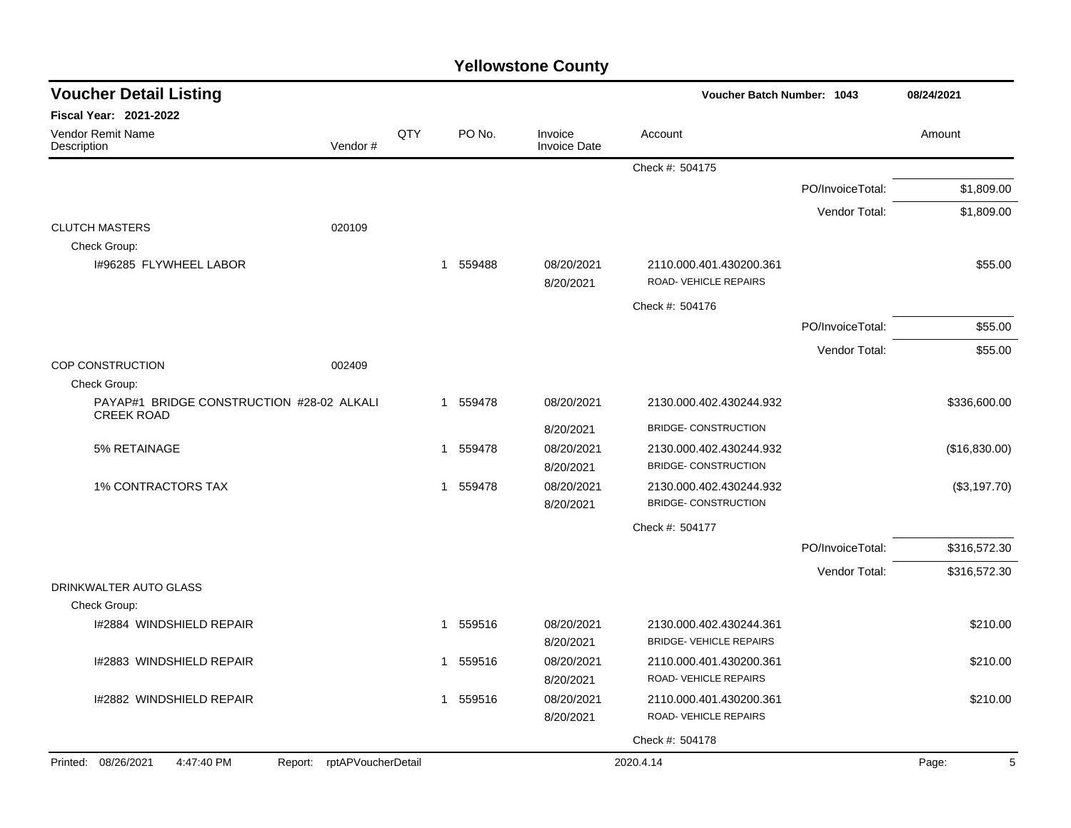# Yellowstone County

## Voucher Detail Listing

**Voucher Batch Number: 1043** — 08/24/2021

**Fiscal Year: 2021-2022**

| Vendor Remit Name / Description | Vendor # | QTY | PO No. | Invoice / Invoice Date | Account | | Amount |
|---|---|---|---|---|---|---|---|
| | | | | | Check #: 504175 | | |
| | | | | | | PO/InvoiceTotal: | $1,809.00 |
| | | | | | | Vendor Total: | $1,809.00 |
| CLUTCH MASTERS | 020109 | | | | | | |
| Check Group: | | | | | | | |
| I#96285 FLYWHEEL LABOR | | 1 | 559488 | 08/20/2021 8/20/2021 | 2110.000.401.430200.361 ROAD- VEHICLE REPAIRS | | $55.00 |
| | | | | | Check #: 504176 | | |
| | | | | | | PO/InvoiceTotal: | $55.00 |
| | | | | | | Vendor Total: | $55.00 |
| COP CONSTRUCTION | 002409 | | | | | | |
| Check Group: | | | | | | | |
| PAYAP#1 BRIDGE CONSTRUCTION #28-02 ALKALI CREEK ROAD | | 1 | 559478 | 08/20/2021 8/20/2021 | 2130.000.402.430244.932 BRIDGE- CONSTRUCTION | | $336,600.00 |
| 5% RETAINAGE | | 1 | 559478 | 08/20/2021 8/20/2021 | 2130.000.402.430244.932 BRIDGE- CONSTRUCTION | | ($16,830.00) |
| 1% CONTRACTORS TAX | | 1 | 559478 | 08/20/2021 8/20/2021 | 2130.000.402.430244.932 BRIDGE- CONSTRUCTION | | ($3,197.70) |
| | | | | | Check #: 504177 | | |
| | | | | | | PO/InvoiceTotal: | $316,572.30 |
| | | | | | | Vendor Total: | $316,572.30 |
| DRINKWALTER AUTO GLASS | | | | | | | |
| Check Group: | | | | | | | |
| I#2884 WINDSHIELD REPAIR | | 1 | 559516 | 08/20/2021 8/20/2021 | 2130.000.402.430244.361 BRIDGE- VEHICLE REPAIRS | | $210.00 |
| I#2883 WINDSHIELD REPAIR | | 1 | 559516 | 08/20/2021 8/20/2021 | 2110.000.401.430200.361 ROAD- VEHICLE REPAIRS | | $210.00 |
| I#2882 WINDSHIELD REPAIR | | 1 | 559516 | 08/20/2021 8/20/2021 | 2110.000.401.430200.361 ROAD- VEHICLE REPAIRS | | $210.00 |
| | | | | | Check #: 504178 | | |

Printed: 08/26/2021 4:47:40 PM Report: rptAPVoucherDetail 2020.4.14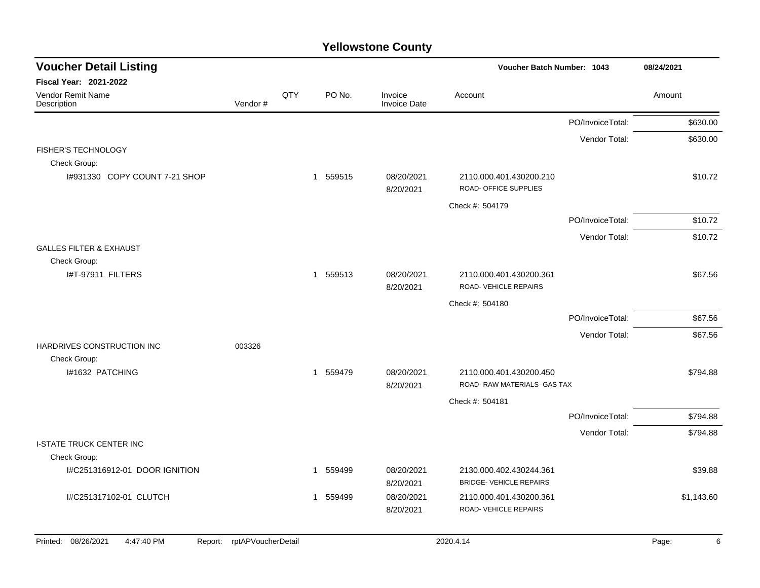# Yellowstone County

## Voucher Detail Listing

Voucher Batch Number: 1043 — 08/24/2021

**Fiscal Year: 2021-2022**

| Vendor Remit Name / Description | Vendor # | QTY | PO No. | Invoice / Invoice Date | Account | | Amount |
|---|---|---|---|---|---|---|---|
| | | | | | | PO/InvoiceTotal: | $630.00 |
| | | | | | | Vendor Total: | $630.00 |
| FISHER'S TECHNOLOGY | | | | | | | |
| Check Group: | | | | | | | |
| I#931330 COPY COUNT 7-21 SHOP | | 1 | 559515 | 08/20/2021<br>8/20/2021 | 2110.000.401.430200.210<br>ROAD- OFFICE SUPPLIES | | $10.72 |
| | | | | | Check #: 504179 | | |
| | | | | | | PO/InvoiceTotal: | $10.72 |
| | | | | | | Vendor Total: | $10.72 |
| GALLES FILTER & EXHAUST | | | | | | | |
| Check Group: | | | | | | | |
| I#T-97911 FILTERS | | 1 | 559513 | 08/20/2021<br>8/20/2021 | 2110.000.401.430200.361<br>ROAD- VEHICLE REPAIRS | | $67.56 |
| | | | | | Check #: 504180 | | |
| | | | | | | PO/InvoiceTotal: | $67.56 |
| | | | | | | Vendor Total: | $67.56 |
| HARDRIVES CONSTRUCTION INC | 003326 | | | | | | |
| Check Group: | | | | | | | |
| I#1632 PATCHING | | 1 | 559479 | 08/20/2021<br>8/20/2021 | 2110.000.401.430200.450<br>ROAD- RAW MATERIALS- GAS TAX | | $794.88 |
| | | | | | Check #: 504181 | | |
| | | | | | | PO/InvoiceTotal: | $794.88 |
| | | | | | | Vendor Total: | $794.88 |
| I-STATE TRUCK CENTER INC | | | | | | | |
| Check Group: | | | | | | | |
| I#C251316912-01 DOOR IGNITION | | 1 | 559499 | 08/20/2021<br>8/20/2021 | 2130.000.402.430244.361<br>BRIDGE- VEHICLE REPAIRS | | $39.88 |
| I#C251317102-01 CLUTCH | | 1 | 559499 | 08/20/2021<br>8/20/2021 | 2110.000.401.430200.361<br>ROAD- VEHICLE REPAIRS | | $1,143.60 |

Printed: 08/26/2021 4:47:40 PM Report: rptAPVoucherDetail 2020.4.14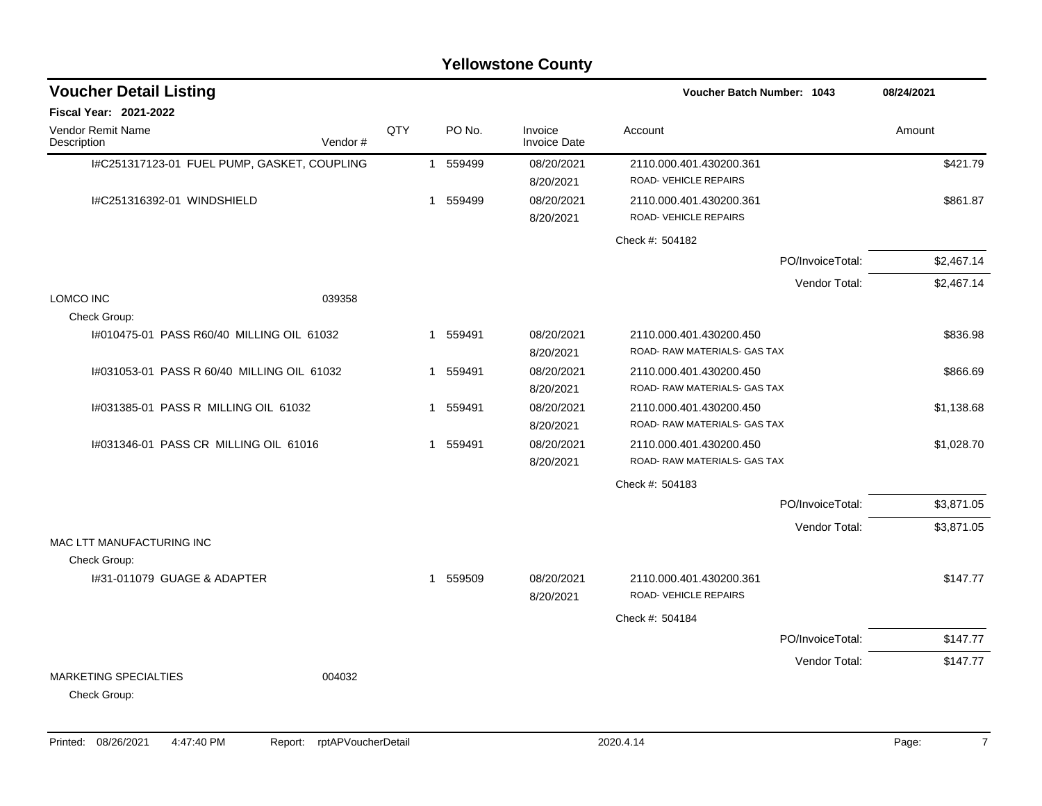# Yellowstone County

## Voucher Detail Listing

**Voucher Batch Number: 1043** 08/24/2021

**Fiscal Year: 2021-2022**

| Vendor Remit Name / Description | Vendor # | QTY | PO No. | Invoice / Invoice Date | Account | Amount |
|---|---|---|---|---|---|---|
| I#C251317123-01 FUEL PUMP, GASKET, COUPLING | | 1 | 559499 | 08/20/2021 / 8/20/2021 | 2110.000.401.430200.361 ROAD- VEHICLE REPAIRS | $421.79 |
| I#C251316392-01 WINDSHIELD | | 1 | 559499 | 08/20/2021 / 8/20/2021 | 2110.000.401.430200.361 ROAD- VEHICLE REPAIRS | $861.87 |
| | | | | | Check #: 504182 | |
| | | | | | PO/InvoiceTotal: | $2,467.14 |
| | | | | | Vendor Total: | $2,467.14 |
| LOMCO INC | 039358 | | | | | |
| Check Group: | | | | | | |
| I#010475-01 PASS R60/40 MILLING OIL 61032 | | 1 | 559491 | 08/20/2021 / 8/20/2021 | 2110.000.401.430200.450 ROAD- RAW MATERIALS- GAS TAX | $836.98 |
| I#031053-01 PASS R 60/40 MILLING OIL 61032 | | 1 | 559491 | 08/20/2021 / 8/20/2021 | 2110.000.401.430200.450 ROAD- RAW MATERIALS- GAS TAX | $866.69 |
| I#031385-01 PASS R MILLING OIL 61032 | | 1 | 559491 | 08/20/2021 / 8/20/2021 | 2110.000.401.430200.450 ROAD- RAW MATERIALS- GAS TAX | $1,138.68 |
| I#031346-01 PASS CR MILLING OIL 61016 | | 1 | 559491 | 08/20/2021 / 8/20/2021 | 2110.000.401.430200.450 ROAD- RAW MATERIALS- GAS TAX | $1,028.70 |
| | | | | | Check #: 504183 | |
| | | | | | PO/InvoiceTotal: | $3,871.05 |
| | | | | | Vendor Total: | $3,871.05 |
| MAC LTT MANUFACTURING INC | | | | | | |
| Check Group: | | | | | | |
| I#31-011079 GUAGE & ADAPTER | | 1 | 559509 | 08/20/2021 / 8/20/2021 | 2110.000.401.430200.361 ROAD- VEHICLE REPAIRS | $147.77 |
| | | | | | Check #: 504184 | |
| | | | | | PO/InvoiceTotal: | $147.77 |
| | | | | | Vendor Total: | $147.77 |
| MARKETING SPECIALTIES | 004032 | | | | | |
| Check Group: | | | | | | |

Printed: 08/26/2021 4:47:40 PM Report: rptAPVoucherDetail 2020.4.14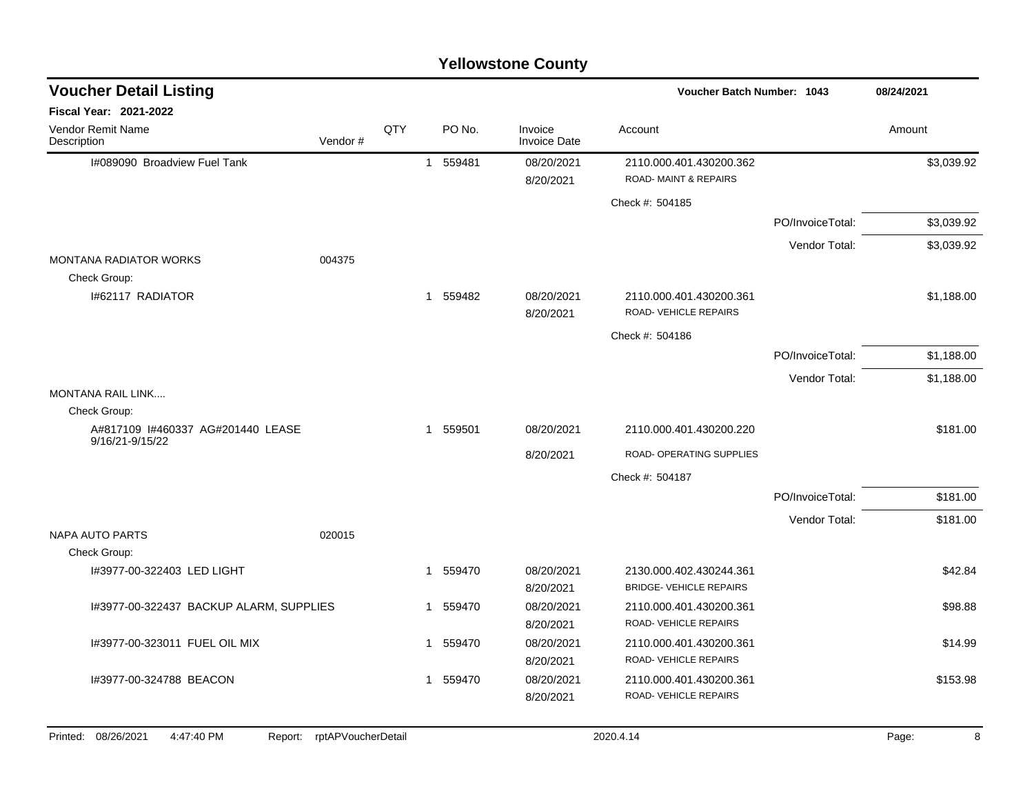# Yellowstone County

## Voucher Detail Listing

**Voucher Batch Number: 1043** | **08/24/2021**

**Fiscal Year: 2021-2022**

| Vendor Remit Name / Description | Vendor # | QTY | PO No. | Invoice / Invoice Date | Account | | Amount |
|---|---|---|---|---|---|---|---|
| I#089090 Broadview Fuel Tank | | 1 | 559481 | 08/20/2021 | 2110.000.401.430200.362 | | $3,039.92 |
| | | | | 8/20/2021 | ROAD- MAINT & REPAIRS | | |
| | | | | | Check #: 504185 | | |
| | | | | | | PO/InvoiceTotal: | $3,039.92 |
| | | | | | | Vendor Total: | $3,039.92 |
| MONTANA RADIATOR WORKS | 004375 | | | | | | |
| Check Group: | | | | | | | |
| I#62117 RADIATOR | | 1 | 559482 | 08/20/2021 | 2110.000.401.430200.361 | | $1,188.00 |
| | | | | 8/20/2021 | ROAD- VEHICLE REPAIRS | | |
| | | | | | Check #: 504186 | | |
| | | | | | | PO/InvoiceTotal: | $1,188.00 |
| | | | | | | Vendor Total: | $1,188.00 |
| MONTANA RAIL LINK.... | | | | | | | |
| Check Group: | | | | | | | |
| A#817109 I#460337 AG#201440 LEASE 9/16/21-9/15/22 | | 1 | 559501 | 08/20/2021 | 2110.000.401.430200.220 | | $181.00 |
| | | | | 8/20/2021 | ROAD- OPERATING SUPPLIES | | |
| | | | | | Check #: 504187 | | |
| | | | | | | PO/InvoiceTotal: | $181.00 |
| | | | | | | Vendor Total: | $181.00 |
| NAPA AUTO PARTS | 020015 | | | | | | |
| Check Group: | | | | | | | |
| I#3977-00-322403 LED LIGHT | | 1 | 559470 | 08/20/2021 | 2130.000.402.430244.361 | | $42.84 |
| | | | | 8/20/2021 | BRIDGE- VEHICLE REPAIRS | | |
| I#3977-00-322437 BACKUP ALARM, SUPPLIES | | 1 | 559470 | 08/20/2021 | 2110.000.401.430200.361 | | $98.88 |
| | | | | 8/20/2021 | ROAD- VEHICLE REPAIRS | | |
| I#3977-00-323011 FUEL OIL MIX | | 1 | 559470 | 08/20/2021 | 2110.000.401.430200.361 | | $14.99 |
| | | | | 8/20/2021 | ROAD- VEHICLE REPAIRS | | |
| I#3977-00-324788 BEACON | | 1 | 559470 | 08/20/2021 | 2110.000.401.430200.361 | | $153.98 |
| | | | | 8/20/2021 | ROAD- VEHICLE REPAIRS | | |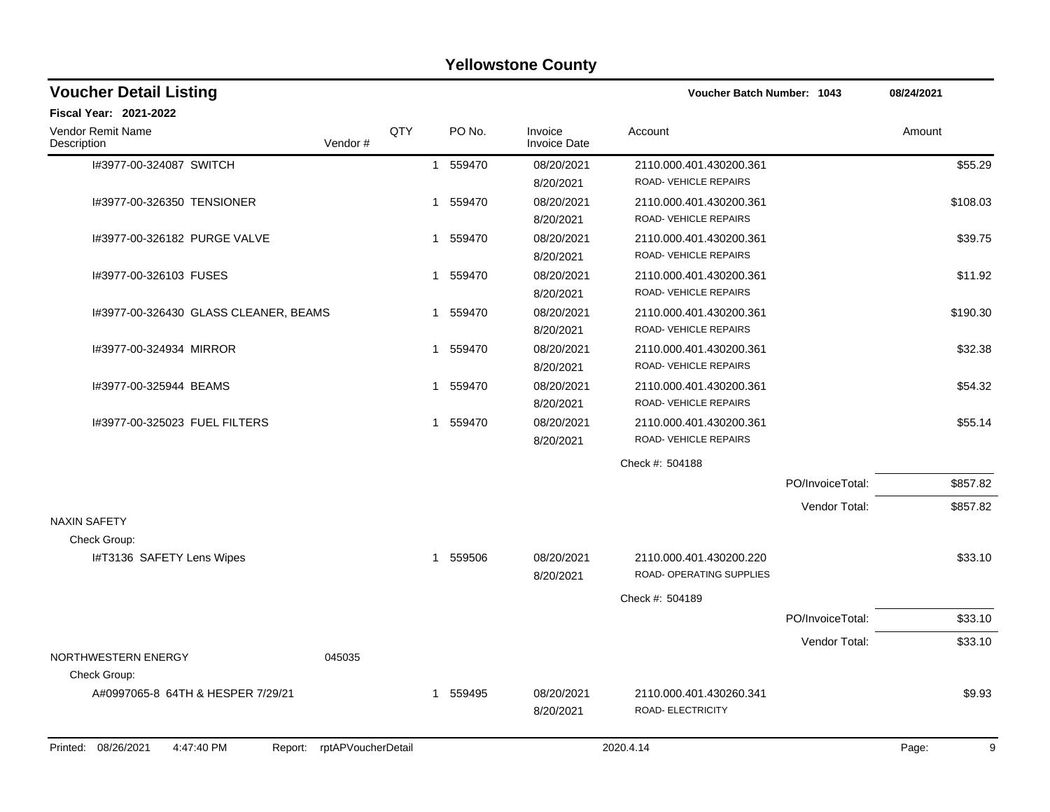# Yellowstone County

## Voucher Detail Listing

**Voucher Batch Number: 1043** 08/24/2021

**Fiscal Year: 2021-2022**

| Vendor Remit Name / Description | Vendor # | QTY | PO No. | Invoice / Invoice Date | Account | Amount |
|---|---|---|---|---|---|---|
| I#3977-00-324087 SWITCH | | 1 | 559470 | 08/20/2021 / 8/20/2021 | 2110.000.401.430200.361 ROAD- VEHICLE REPAIRS | $55.29 |
| I#3977-00-326350 TENSIONER | | 1 | 559470 | 08/20/2021 / 8/20/2021 | 2110.000.401.430200.361 ROAD- VEHICLE REPAIRS | $108.03 |
| I#3977-00-326182 PURGE VALVE | | 1 | 559470 | 08/20/2021 / 8/20/2021 | 2110.000.401.430200.361 ROAD- VEHICLE REPAIRS | $39.75 |
| I#3977-00-326103 FUSES | | 1 | 559470 | 08/20/2021 / 8/20/2021 | 2110.000.401.430200.361 ROAD- VEHICLE REPAIRS | $11.92 |
| I#3977-00-326430 GLASS CLEANER, BEAMS | | 1 | 559470 | 08/20/2021 / 8/20/2021 | 2110.000.401.430200.361 ROAD- VEHICLE REPAIRS | $190.30 |
| I#3977-00-324934 MIRROR | | 1 | 559470 | 08/20/2021 / 8/20/2021 | 2110.000.401.430200.361 ROAD- VEHICLE REPAIRS | $32.38 |
| I#3977-00-325944 BEAMS | | 1 | 559470 | 08/20/2021 / 8/20/2021 | 2110.000.401.430200.361 ROAD- VEHICLE REPAIRS | $54.32 |
| I#3977-00-325023 FUEL FILTERS | | 1 | 559470 | 08/20/2021 / 8/20/2021 | 2110.000.401.430200.361 ROAD- VEHICLE REPAIRS | $55.14 |
| | | | | | Check #: 504188 | |
| | | | | | PO/InvoiceTotal: | $857.82 |
| | | | | | Vendor Total: | $857.82 |
| NAXIN SAFETY | | | | | | |
| Check Group: | | | | | | |
| I#T3136 SAFETY Lens Wipes | | 1 | 559506 | 08/20/2021 / 8/20/2021 | 2110.000.401.430200.220 ROAD- OPERATING SUPPLIES | $33.10 |
| | | | | | Check #: 504189 | |
| | | | | | PO/InvoiceTotal: | $33.10 |
| | | | | | Vendor Total: | $33.10 |
| NORTHWESTERN ENERGY | 045035 | | | | | |
| Check Group: | | | | | | |
| A#0997065-8 64TH & HESPER 7/29/21 | | 1 | 559495 | 08/20/2021 / 8/20/2021 | 2110.000.401.430260.341 ROAD- ELECTRICITY | $9.93 |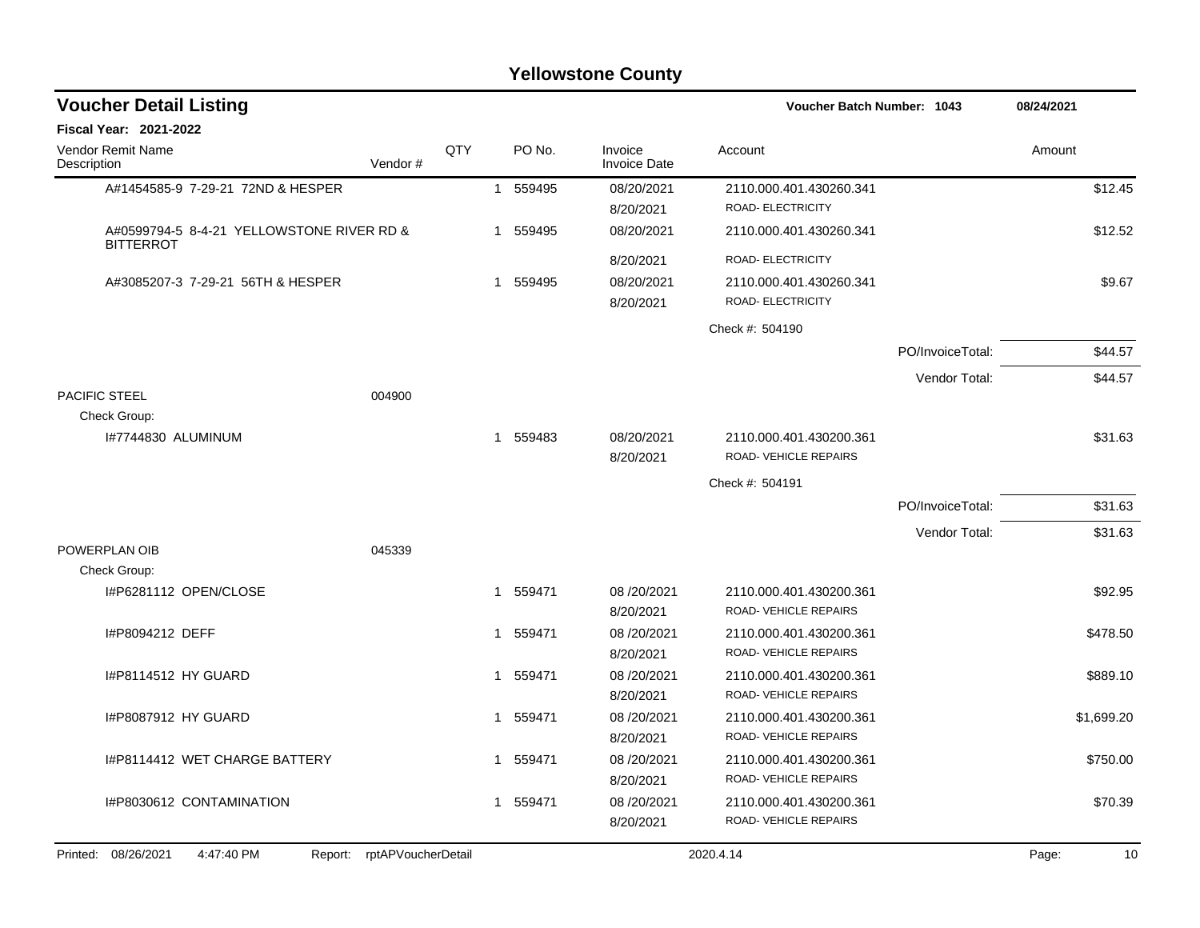# Yellowstone County

## Voucher Detail Listing

**Voucher Batch Number: 1043** 08/24/2021

**Fiscal Year: 2021-2022**

| Vendor Remit Name / Description | Vendor # | QTY | PO No. | Invoice / Invoice Date | Account | | Amount |
|---|---|---|---|---|---|---|---|
| A#1454585-9 7-29-21 72ND & HESPER | | 1 | 559495 | 08/20/2021 | 2110.000.401.430260.341 | | $12.45 |
| | | | | 8/20/2021 | ROAD- ELECTRICITY | | |
| A#0599794-5 8-4-21 YELLOWSTONE RIVER RD & BITTERROT | | 1 | 559495 | 08/20/2021 | 2110.000.401.430260.341 | | $12.52 |
| | | | | 8/20/2021 | ROAD- ELECTRICITY | | |
| A#3085207-3 7-29-21 56TH & HESPER | | 1 | 559495 | 08/20/2021 | 2110.000.401.430260.341 | | $9.67 |
| | | | | 8/20/2021 | ROAD- ELECTRICITY | | |
| | | | | | Check #: 504190 | | |
| | | | | | | PO/InvoiceTotal: | $44.57 |
| | | | | | | Vendor Total: | $44.57 |
| PACIFIC STEEL | 004900 | | | | | | |
| Check Group: | | | | | | | |
| I#7744830 ALUMINUM | | 1 | 559483 | 08/20/2021 | 2110.000.401.430200.361 | | $31.63 |
| | | | | 8/20/2021 | ROAD- VEHICLE REPAIRS | | |
| | | | | | Check #: 504191 | | |
| | | | | | | PO/InvoiceTotal: | $31.63 |
| | | | | | | Vendor Total: | $31.63 |
| POWERPLAN OIB | 045339 | | | | | | |
| Check Group: | | | | | | | |
| I#P6281112 OPEN/CLOSE | | 1 | 559471 | 08 /20/2021 | 2110.000.401.430200.361 | | $92.95 |
| | | | | 8/20/2021 | ROAD- VEHICLE REPAIRS | | |
| I#P8094212 DEFF | | 1 | 559471 | 08 /20/2021 | 2110.000.401.430200.361 | | $478.50 |
| | | | | 8/20/2021 | ROAD- VEHICLE REPAIRS | | |
| I#P8114512 HY GUARD | | 1 | 559471 | 08 /20/2021 | 2110.000.401.430200.361 | | $889.10 |
| | | | | 8/20/2021 | ROAD- VEHICLE REPAIRS | | |
| I#P8087912 HY GUARD | | 1 | 559471 | 08 /20/2021 | 2110.000.401.430200.361 | | $1,699.20 |
| | | | | 8/20/2021 | ROAD- VEHICLE REPAIRS | | |
| I#P8114412 WET CHARGE BATTERY | | 1 | 559471 | 08 /20/2021 | 2110.000.401.430200.361 | | $750.00 |
| | | | | 8/20/2021 | ROAD- VEHICLE REPAIRS | | |
| I#P8030612 CONTAMINATION | | 1 | 559471 | 08 /20/2021 | 2110.000.401.430200.361 | | $70.39 |
| | | | | 8/20/2021 | ROAD- VEHICLE REPAIRS | | |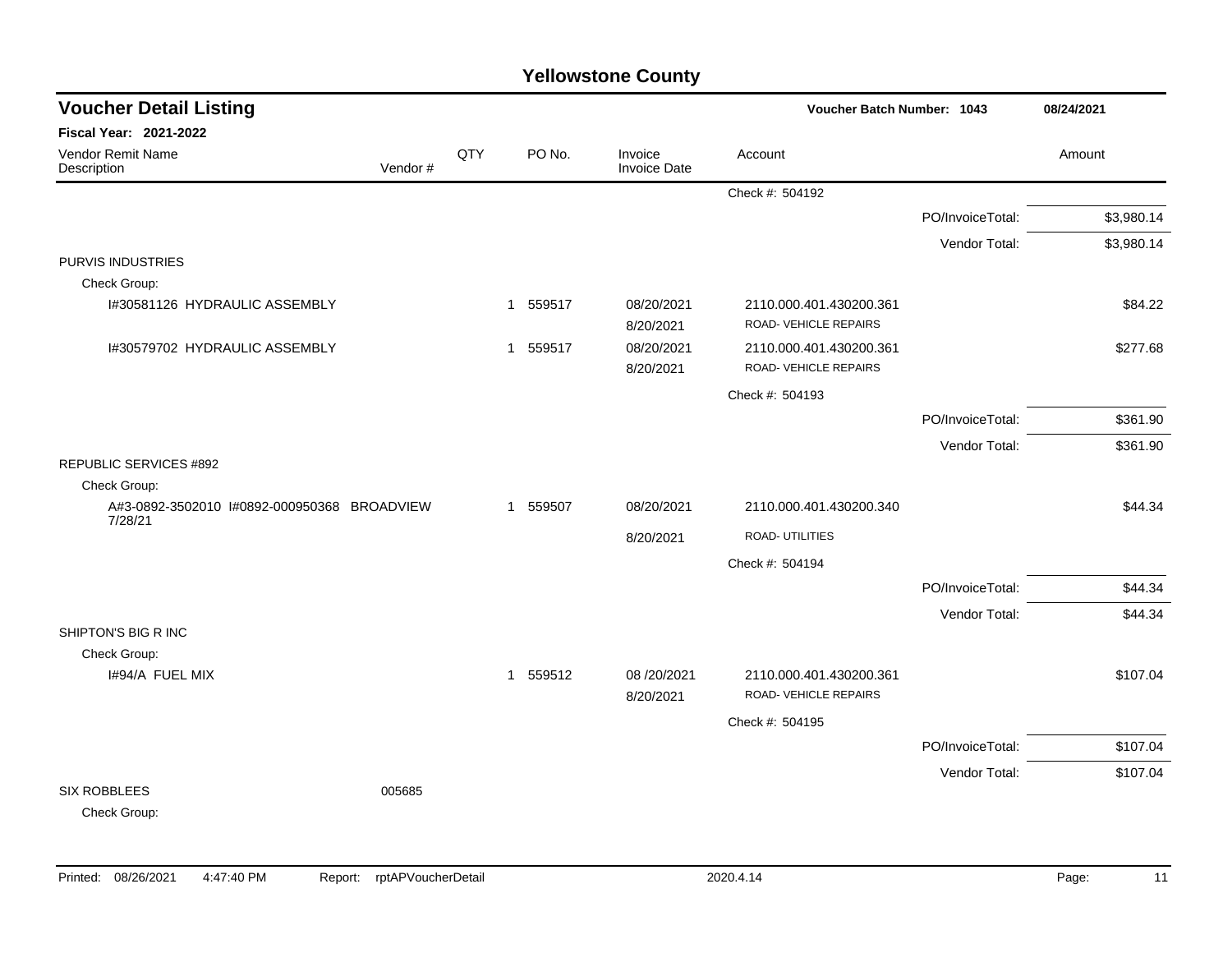# Yellowstone County

## Voucher Detail Listing

**Voucher Batch Number: 1043** — 08/24/2021

**Fiscal Year: 2021-2022**

| Vendor Remit Name / Description | Vendor # | QTY | PO No. | Invoice / Invoice Date | Account | | Amount |
|---|---|---|---|---|---|---|---|
| | | | | | Check #: 504192 | | |
| | | | | | | PO/InvoiceTotal: | $3,980.14 |
| | | | | | | Vendor Total: | $3,980.14 |
| PURVIS INDUSTRIES | | | | | | | |
| Check Group: | | | | | | | |
| I#30581126 HYDRAULIC ASSEMBLY | | 1 | 559517 | 08/20/2021 8/20/2021 | 2110.000.401.430200.361 ROAD- VEHICLE REPAIRS | | $84.22 |
| I#30579702 HYDRAULIC ASSEMBLY | | 1 | 559517 | 08/20/2021 8/20/2021 | 2110.000.401.430200.361 ROAD- VEHICLE REPAIRS | | $277.68 |
| | | | | | Check #: 504193 | | |
| | | | | | | PO/InvoiceTotal: | $361.90 |
| | | | | | | Vendor Total: | $361.90 |
| REPUBLIC SERVICES #892 | | | | | | | |
| Check Group: | | | | | | | |
| A#3-0892-3502010 I#0892-000950368 BROADVIEW 7/28/21 | | 1 | 559507 | 08/20/2021 8/20/2021 | 2110.000.401.430200.340 ROAD- UTILITIES | | $44.34 |
| | | | | | Check #: 504194 | | |
| | | | | | | PO/InvoiceTotal: | $44.34 |
| | | | | | | Vendor Total: | $44.34 |
| SHIPTON'S BIG R INC | | | | | | | |
| Check Group: | | | | | | | |
| I#94/A FUEL MIX | | 1 | 559512 | 08 /20/2021 8/20/2021 | 2110.000.401.430200.361 ROAD- VEHICLE REPAIRS | | $107.04 |
| | | | | | Check #: 504195 | | |
| | | | | | | PO/InvoiceTotal: | $107.04 |
| | | | | | | Vendor Total: | $107.04 |
| SIX ROBBLEES | 005685 | | | | | | |
| Check Group: | | | | | | | |

Printed: 08/26/2021 4:47:40 PM Report: rptAPVoucherDetail 2020.4.14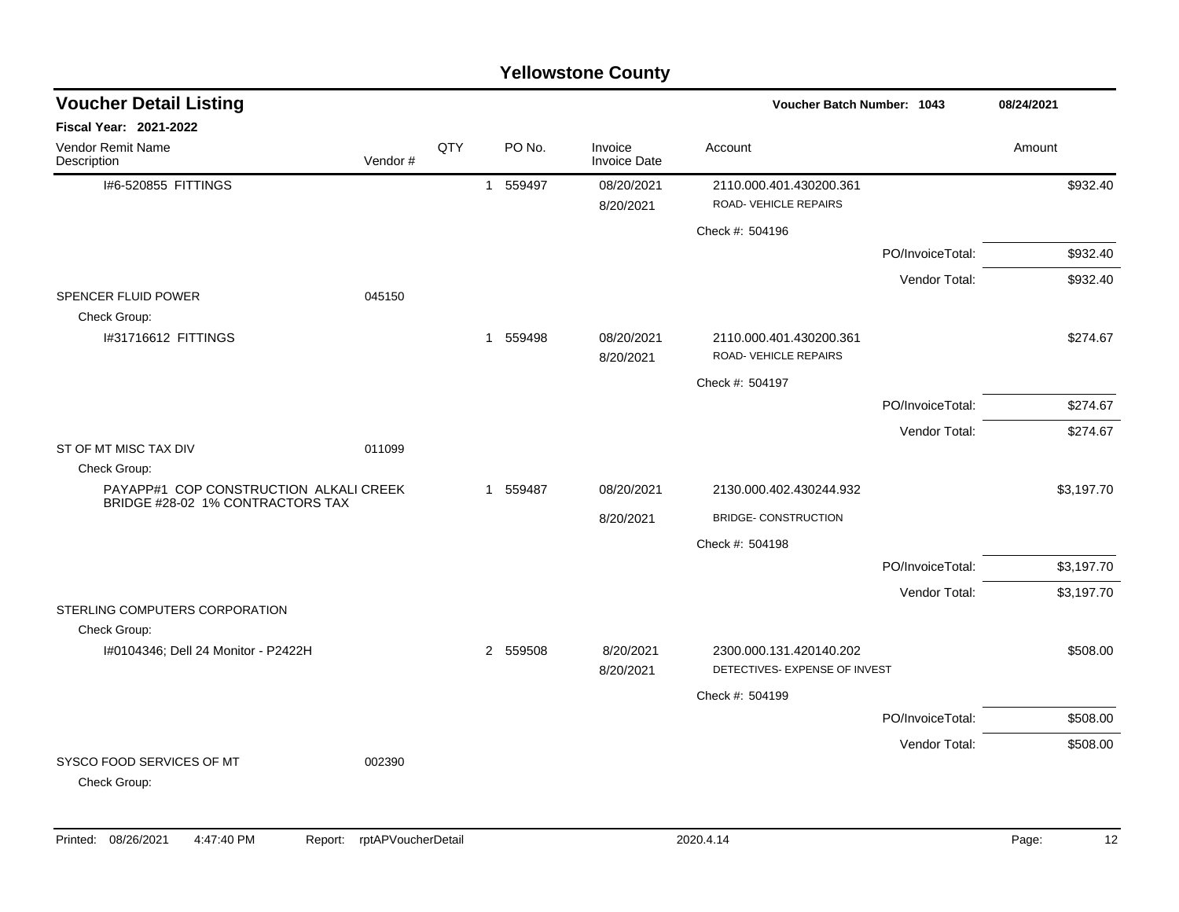# Yellowstone County

## Voucher Detail Listing

**Voucher Batch Number: 1043** — 08/24/2021

**Fiscal Year: 2021-2022**

| Vendor Remit Name / Description | Vendor # | QTY | PO No. | Invoice / Invoice Date | Account | Amount |
|---|---|---|---|---|---|---|
| I#6-520855 FITTINGS | | 1 | 559497 | 08/20/2021 / 8/20/2021 | 2110.000.401.430200.361 ROAD- VEHICLE REPAIRS | $932.40 |
| | | | | | Check #: 504196 | |
| | | | | | PO/InvoiceTotal: | $932.40 |
| | | | | | Vendor Total: | $932.40 |
| SPENCER FLUID POWER | 045150 | | | | | |
| Check Group: | | | | | | |
| I#31716612 FITTINGS | | 1 | 559498 | 08/20/2021 / 8/20/2021 | 2110.000.401.430200.361 ROAD- VEHICLE REPAIRS | $274.67 |
| | | | | | Check #: 504197 | |
| | | | | | PO/InvoiceTotal: | $274.67 |
| | | | | | Vendor Total: | $274.67 |
| ST OF MT MISC TAX DIV | 011099 | | | | | |
| Check Group: | | | | | | |
| PAYAPP#1 COP CONSTRUCTION ALKALI CREEK BRIDGE #28-02 1% CONTRACTORS TAX | | 1 | 559487 | 08/20/2021 / 8/20/2021 | 2130.000.402.430244.932 BRIDGE- CONSTRUCTION | $3,197.70 |
| | | | | | Check #: 504198 | |
| | | | | | PO/InvoiceTotal: | $3,197.70 |
| | | | | | Vendor Total: | $3,197.70 |
| STERLING COMPUTERS CORPORATION | | | | | | |
| Check Group: | | | | | | |
| I#0104346; Dell 24 Monitor - P2422H | | 2 | 559508 | 8/20/2021 / 8/20/2021 | 2300.000.131.420140.202 DETECTIVES- EXPENSE OF INVEST | $508.00 |
| | | | | | Check #: 504199 | |
| | | | | | PO/InvoiceTotal: | $508.00 |
| | | | | | Vendor Total: | $508.00 |
| SYSCO FOOD SERVICES OF MT | 002390 | | | | | |
| Check Group: | | | | | | |

Printed: 08/26/2021 4:47:40 PM Report: rptAPVoucherDetail 2020.4.14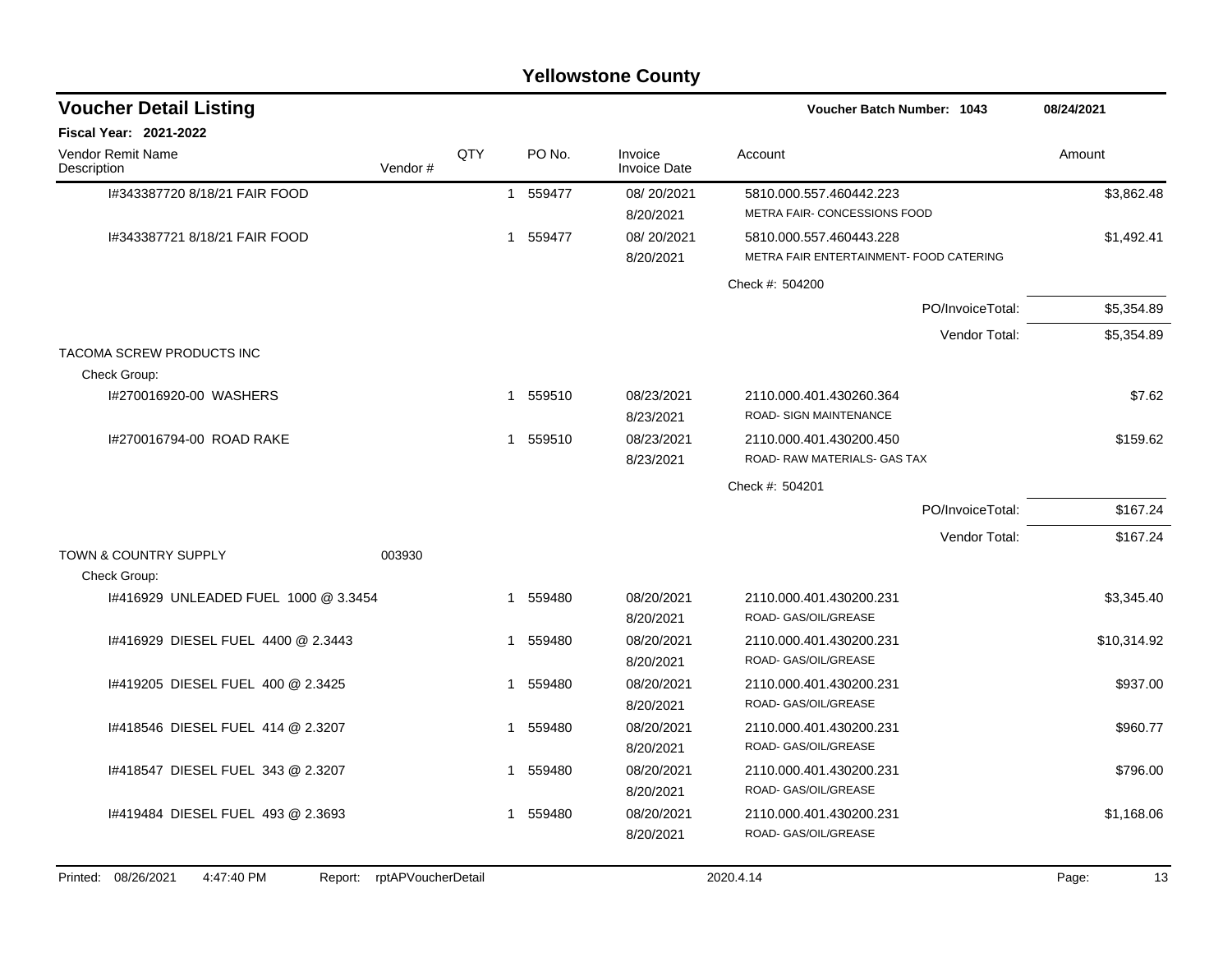# Yellowstone County

## Voucher Detail Listing

**Voucher Batch Number: 1043** 08/24/2021

**Fiscal Year: 2021-2022**

| Vendor Remit Name / Description | Vendor # | QTY | PO No. | Invoice / Invoice Date | Account | Amount |
|---|---|---|---|---|---|---|
| I#343387720 8/18/21 FAIR FOOD | | 1 | 559477 | 08/ 20/2021<br>8/20/2021 | 5810.000.557.460442.223<br>METRA FAIR- CONCESSIONS FOOD | $3,862.48 |
| I#343387721 8/18/21 FAIR FOOD | | 1 | 559477 | 08/ 20/2021<br>8/20/2021 | 5810.000.557.460443.228<br>METRA FAIR ENTERTAINMENT- FOOD CATERING | $1,492.41 |
| | | | | | Check #: 504200 | |
| | | | | | PO/InvoiceTotal: | $5,354.89 |
| | | | | | Vendor Total: | $5,354.89 |
| TACOMA SCREW PRODUCTS INC | | | | | | |
| Check Group: | | | | | | |
| I#270016920-00 WASHERS | | 1 | 559510 | 08/23/2021<br>8/23/2021 | 2110.000.401.430260.364<br>ROAD- SIGN MAINTENANCE | $7.62 |
| I#270016794-00 ROAD RAKE | | 1 | 559510 | 08/23/2021<br>8/23/2021 | 2110.000.401.430200.450<br>ROAD- RAW MATERIALS- GAS TAX | $159.62 |
| | | | | | Check #: 504201 | |
| | | | | | PO/InvoiceTotal: | $167.24 |
| | | | | | Vendor Total: | $167.24 |
| TOWN & COUNTRY SUPPLY | 003930 | | | | | |
| Check Group: | | | | | | |
| I#416929 UNLEADED FUEL 1000 @ 3.3454 | | 1 | 559480 | 08/20/2021<br>8/20/2021 | 2110.000.401.430200.231<br>ROAD- GAS/OIL/GREASE | $3,345.40 |
| I#416929 DIESEL FUEL 4400 @ 2.3443 | | 1 | 559480 | 08/20/2021<br>8/20/2021 | 2110.000.401.430200.231<br>ROAD- GAS/OIL/GREASE | $10,314.92 |
| I#419205 DIESEL FUEL 400 @ 2.3425 | | 1 | 559480 | 08/20/2021<br>8/20/2021 | 2110.000.401.430200.231<br>ROAD- GAS/OIL/GREASE | $937.00 |
| I#418546 DIESEL FUEL 414 @ 2.3207 | | 1 | 559480 | 08/20/2021<br>8/20/2021 | 2110.000.401.430200.231<br>ROAD- GAS/OIL/GREASE | $960.77 |
| I#418547 DIESEL FUEL 343 @ 2.3207 | | 1 | 559480 | 08/20/2021<br>8/20/2021 | 2110.000.401.430200.231<br>ROAD- GAS/OIL/GREASE | $796.00 |
| I#419484 DIESEL FUEL 493 @ 2.3693 | | 1 | 559480 | 08/20/2021<br>8/20/2021 | 2110.000.401.430200.231<br>ROAD- GAS/OIL/GREASE | $1,168.06 |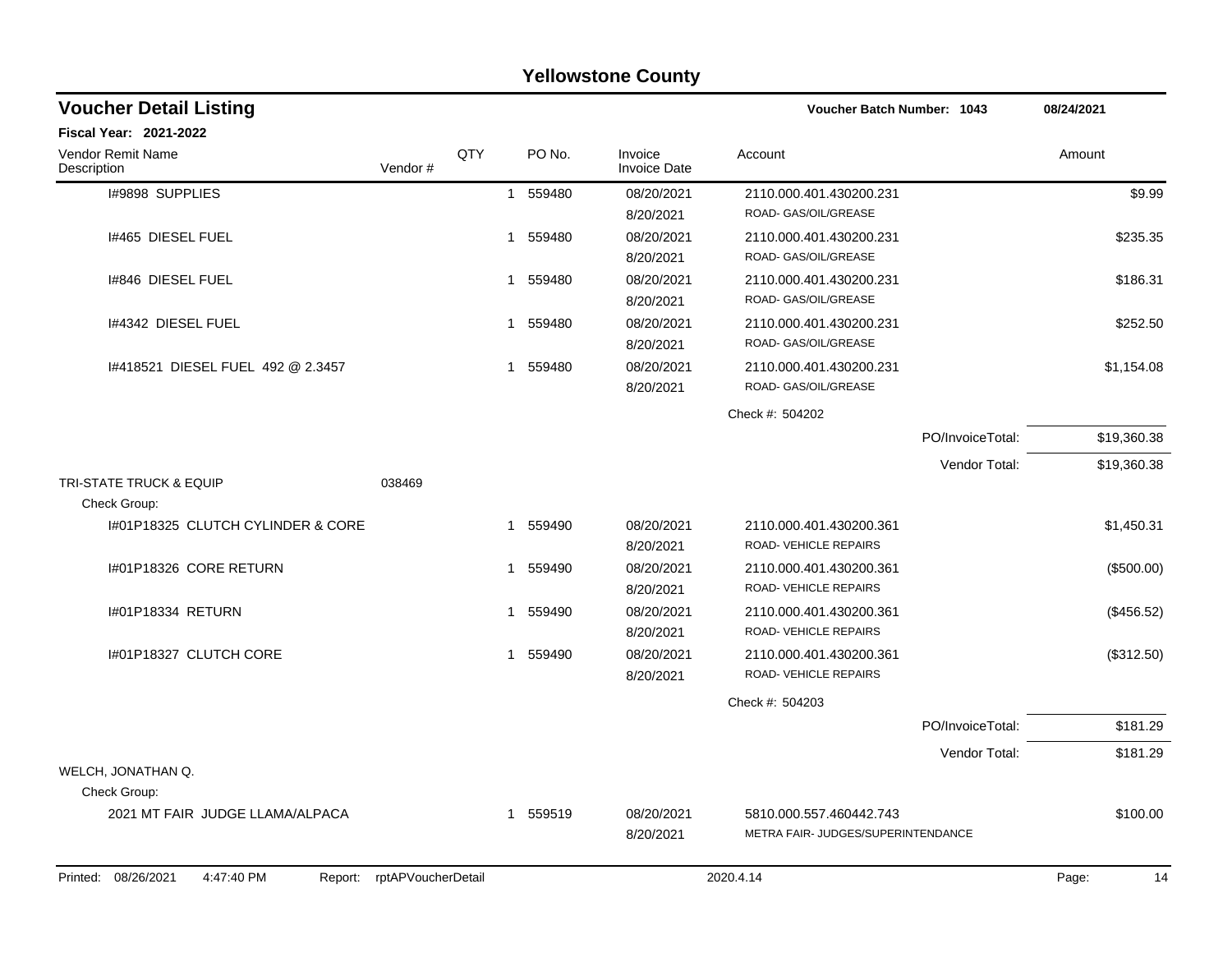# Yellowstone County

## Voucher Detail Listing

**Voucher Batch Number: 1043** — 08/24/2021

**Fiscal Year: 2021-2022**

| Vendor Remit Name / Description | Vendor # | QTY | PO No. | Invoice / Invoice Date | Account | Amount |
|---|---|---|---|---|---|---|
| I#9898 SUPPLIES | | 1 | 559480 | 08/20/2021 / 8/20/2021 | 2110.000.401.430200.231 ROAD- GAS/OIL/GREASE | $9.99 |
| I#465 DIESEL FUEL | | 1 | 559480 | 08/20/2021 / 8/20/2021 | 2110.000.401.430200.231 ROAD- GAS/OIL/GREASE | $235.35 |
| I#846 DIESEL FUEL | | 1 | 559480 | 08/20/2021 / 8/20/2021 | 2110.000.401.430200.231 ROAD- GAS/OIL/GREASE | $186.31 |
| I#4342 DIESEL FUEL | | 1 | 559480 | 08/20/2021 / 8/20/2021 | 2110.000.401.430200.231 ROAD- GAS/OIL/GREASE | $252.50 |
| I#418521 DIESEL FUEL 492 @ 2.3457 | | 1 | 559480 | 08/20/2021 / 8/20/2021 | 2110.000.401.430200.231 ROAD- GAS/OIL/GREASE | $1,154.08 |
| | | | | | Check #: 504202 | |
| | | | | | PO/InvoiceTotal: | $19,360.38 |
| | | | | | Vendor Total: | $19,360.38 |
| TRI-STATE TRUCK & EQUIP | 038469 | | | | | |
| Check Group: | | | | | | |
| I#01P18325 CLUTCH CYLINDER & CORE | | 1 | 559490 | 08/20/2021 / 8/20/2021 | 2110.000.401.430200.361 ROAD- VEHICLE REPAIRS | $1,450.31 |
| I#01P18326 CORE RETURN | | 1 | 559490 | 08/20/2021 / 8/20/2021 | 2110.000.401.430200.361 ROAD- VEHICLE REPAIRS | ($500.00) |
| I#01P18334 RETURN | | 1 | 559490 | 08/20/2021 / 8/20/2021 | 2110.000.401.430200.361 ROAD- VEHICLE REPAIRS | ($456.52) |
| I#01P18327 CLUTCH CORE | | 1 | 559490 | 08/20/2021 / 8/20/2021 | 2110.000.401.430200.361 ROAD- VEHICLE REPAIRS | ($312.50) |
| | | | | | Check #: 504203 | |
| | | | | | PO/InvoiceTotal: | $181.29 |
| | | | | | Vendor Total: | $181.29 |
| WELCH, JONATHAN Q. | | | | | | |
| Check Group: | | | | | | |
| 2021 MT FAIR JUDGE LLAMA/ALPACA | | 1 | 559519 | 08/20/2021 / 8/20/2021 | 5810.000.557.460442.743 METRA FAIR- JUDGES/SUPERINTENDANCE | $100.00 |

Printed: 08/26/2021 4:47:40 PM Report: rptAPVoucherDetail 2020.4.14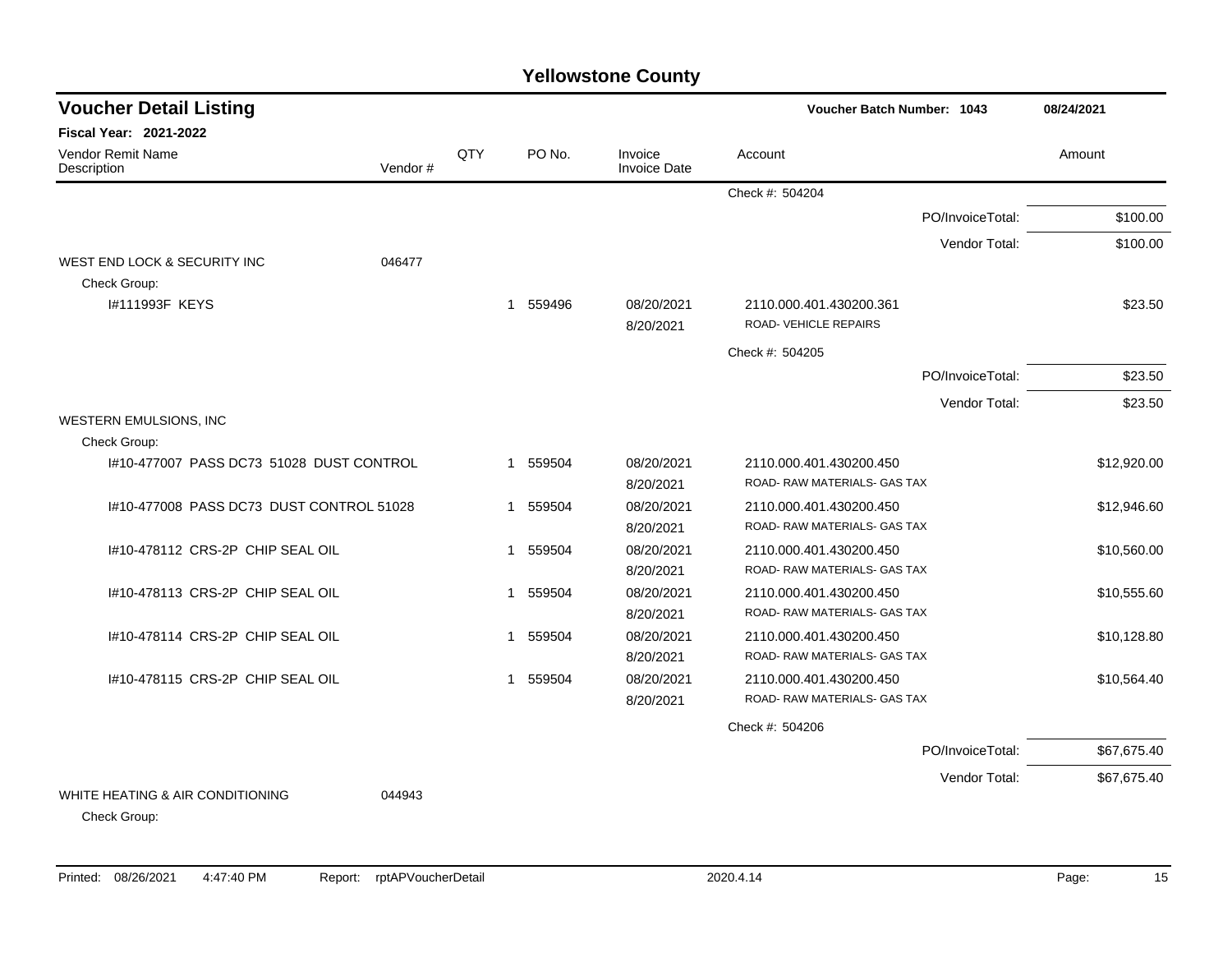# Yellowstone County

## Voucher Detail Listing

**Fiscal Year: 2021-2022**

Voucher Batch Number: 1043 — 08/24/2021

| Vendor Remit Name / Description | Vendor # | QTY | PO No. | Invoice / Invoice Date | Account | Amount |
|---|---|---|---|---|---|---|
| | | | | | Check #: 504204 | |
| | | | | | PO/InvoiceTotal: | $100.00 |
| | | | | | Vendor Total: | $100.00 |
| WEST END LOCK & SECURITY INC | 046477 | | | | | |
| Check Group: | | | | | | |
| I#111993F KEYS | | 1 | 559496 | 08/20/2021 8/20/2021 | 2110.000.401.430200.361 ROAD- VEHICLE REPAIRS | $23.50 |
| | | | | | Check #: 504205 | |
| | | | | | PO/InvoiceTotal: | $23.50 |
| | | | | | Vendor Total: | $23.50 |
| WESTERN EMULSIONS, INC | | | | | | |
| Check Group: | | | | | | |
| I#10-477007 PASS DC73 51028 DUST CONTROL | | 1 | 559504 | 08/20/2021 8/20/2021 | 2110.000.401.430200.450 ROAD- RAW MATERIALS- GAS TAX | $12,920.00 |
| I#10-477008 PASS DC73 DUST CONTROL 51028 | | 1 | 559504 | 08/20/2021 8/20/2021 | 2110.000.401.430200.450 ROAD- RAW MATERIALS- GAS TAX | $12,946.60 |
| I#10-478112 CRS-2P CHIP SEAL OIL | | 1 | 559504 | 08/20/2021 8/20/2021 | 2110.000.401.430200.450 ROAD- RAW MATERIALS- GAS TAX | $10,560.00 |
| I#10-478113 CRS-2P CHIP SEAL OIL | | 1 | 559504 | 08/20/2021 8/20/2021 | 2110.000.401.430200.450 ROAD- RAW MATERIALS- GAS TAX | $10,555.60 |
| I#10-478114 CRS-2P CHIP SEAL OIL | | 1 | 559504 | 08/20/2021 8/20/2021 | 2110.000.401.430200.450 ROAD- RAW MATERIALS- GAS TAX | $10,128.80 |
| I#10-478115 CRS-2P CHIP SEAL OIL | | 1 | 559504 | 08/20/2021 8/20/2021 | 2110.000.401.430200.450 ROAD- RAW MATERIALS- GAS TAX | $10,564.40 |
| | | | | | Check #: 504206 | |
| | | | | | PO/InvoiceTotal: | $67,675.40 |
| | | | | | Vendor Total: | $67,675.40 |
| WHITE HEATING & AIR CONDITIONING | 044943 | | | | | |
| Check Group: | | | | | | |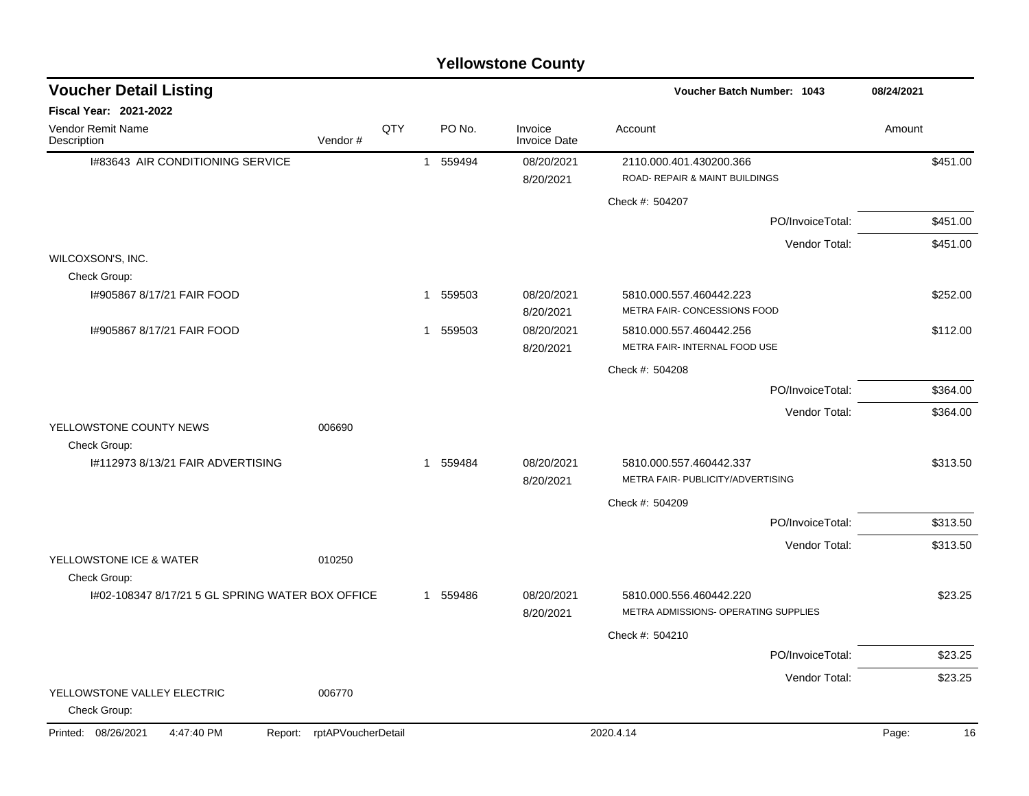# Yellowstone County

## Voucher Detail Listing

**Voucher Batch Number: 1043** — 08/24/2021

**Fiscal Year: 2021-2022**

| Vendor Remit Name / Description | Vendor # | QTY | PO No. | Invoice / Invoice Date | Account | Amount |
|---|---|---|---|---|---|---|
| I#83643 AIR CONDITIONING SERVICE | | 1 | 559494 | 08/20/2021 8/20/2021 | 2110.000.401.430200.366 ROAD- REPAIR & MAINT BUILDINGS | $451.00 |
| | | | | | Check #: 504207 | |
| | | | | | PO/InvoiceTotal: | $451.00 |
| | | | | | Vendor Total: | $451.00 |
| WILCOXSON'S, INC. | | | | | | |
| Check Group: | | | | | | |
| I#905867 8/17/21 FAIR FOOD | | 1 | 559503 | 08/20/2021 8/20/2021 | 5810.000.557.460442.223 METRA FAIR- CONCESSIONS FOOD | $252.00 |
| I#905867 8/17/21 FAIR FOOD | | 1 | 559503 | 08/20/2021 8/20/2021 | 5810.000.557.460442.256 METRA FAIR- INTERNAL FOOD USE | $112.00 |
| | | | | | Check #: 504208 | |
| | | | | | PO/InvoiceTotal: | $364.00 |
| | | | | | Vendor Total: | $364.00 |
| YELLOWSTONE COUNTY NEWS | 006690 | | | | | |
| Check Group: | | | | | | |
| I#112973 8/13/21 FAIR ADVERTISING | | 1 | 559484 | 08/20/2021 8/20/2021 | 5810.000.557.460442.337 METRA FAIR- PUBLICITY/ADVERTISING | $313.50 |
| | | | | | Check #: 504209 | |
| | | | | | PO/InvoiceTotal: | $313.50 |
| | | | | | Vendor Total: | $313.50 |
| YELLOWSTONE ICE & WATER | 010250 | | | | | |
| Check Group: | | | | | | |
| I#02-108347 8/17/21 5 GL SPRING WATER BOX OFFICE | | 1 | 559486 | 08/20/2021 8/20/2021 | 5810.000.556.460442.220 METRA ADMISSIONS- OPERATING SUPPLIES | $23.25 |
| | | | | | Check #: 504210 | |
| | | | | | PO/InvoiceTotal: | $23.25 |
| | | | | | Vendor Total: | $23.25 |
| YELLOWSTONE VALLEY ELECTRIC | 006770 | | | | | |
| Check Group: | | | | | | |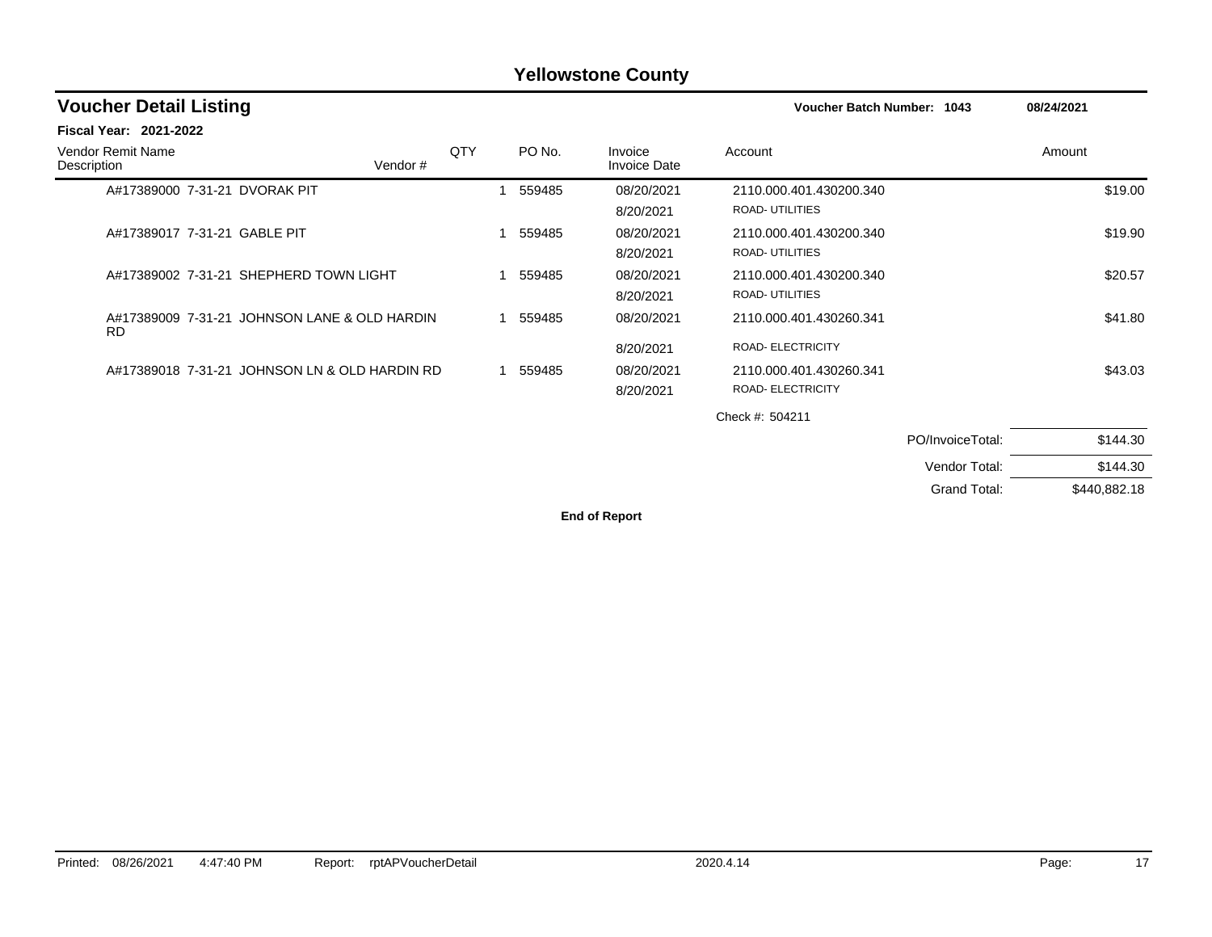# Yellowstone County

## Voucher Detail Listing

**Voucher Batch Number: 1043** 08/24/2021

**Fiscal Year: 2021-2022**

| Vendor Remit Name / Description | Vendor # | QTY | PO No. | Invoice / Invoice Date | Account | Amount |
|---|---|---|---|---|---|---|
| A#17389000 7-31-21 DVORAK PIT | | 1 | 559485 | 08/20/2021 / 8/20/2021 | 2110.000.401.430200.340 ROAD- UTILITIES | $19.00 |
| A#17389017 7-31-21 GABLE PIT | | 1 | 559485 | 08/20/2021 / 8/20/2021 | 2110.000.401.430200.340 ROAD- UTILITIES | $19.90 |
| A#17389002 7-31-21 SHEPHERD TOWN LIGHT | | 1 | 559485 | 08/20/2021 / 8/20/2021 | 2110.000.401.430200.340 ROAD- UTILITIES | $20.57 |
| A#17389009 7-31-21 JOHNSON LANE & OLD HARDIN RD | | 1 | 559485 | 08/20/2021 / 8/20/2021 | 2110.000.401.430260.341 ROAD- ELECTRICITY | $41.80 |
| A#17389018 7-31-21 JOHNSON LN & OLD HARDIN RD | | 1 | 559485 | 08/20/2021 / 8/20/2021 | 2110.000.401.430260.341 ROAD- ELECTRICITY | $43.03 |

Check #: 504211

PO/InvoiceTotal: $144.30

Vendor Total: $144.30

Grand Total: $440,882.18

**End of Report**